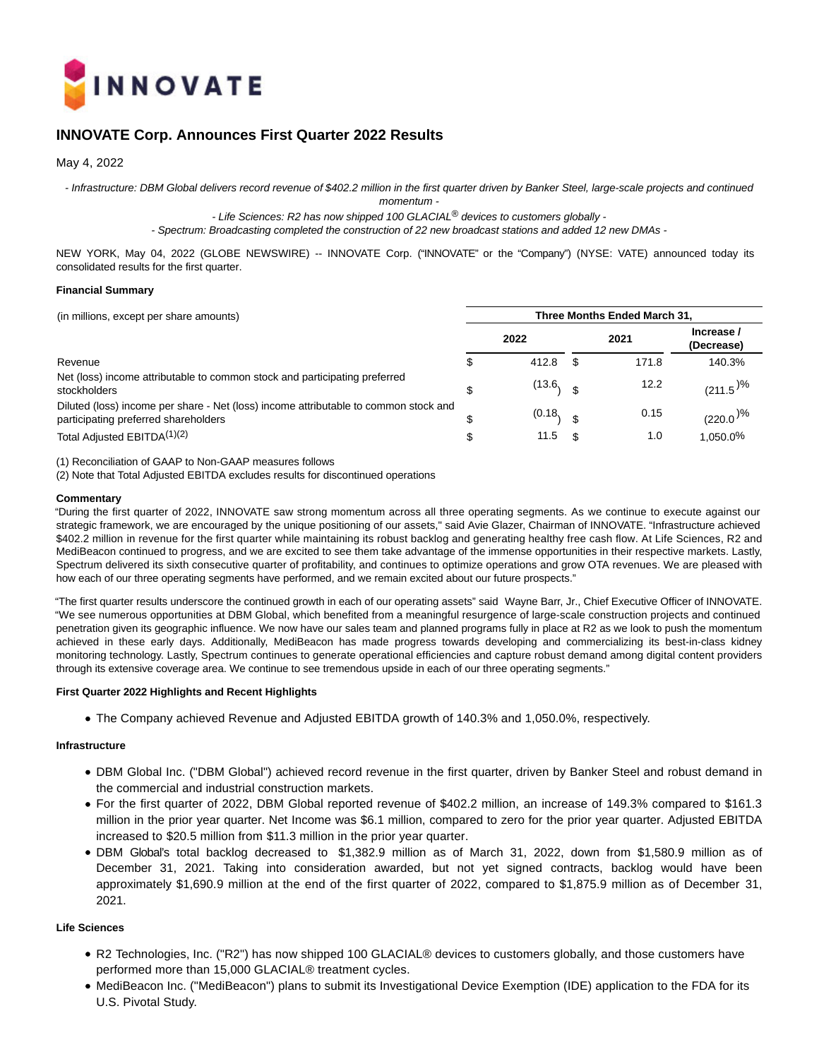INNOVATE

# INNOVATE Corp. Announces First Quarter 2022 Results

May 4, 2022

*- Infrastructure: DBM Global delivers record revenue of $402.2 million in the first quarter driven by Banker Steel, large-scale projects and continued momentum -*

*- Life Sciences: R2 has now shipped 100 GLACIAL® devices to customers globally -*

*- Spectrum: Broadcasting completed the construction of 22 new broadcast stations and added 12 new DMAs -*

NEW YORK, May 04, 2022 (GLOBE NEWSWIRE) -- INNOVATE Corp. ("INNOVATE" or the "Company") (NYSE: VATE) announced today its consolidated results for the first quarter.

**Financial Summary**

| (in millions, except per share amounts) | Three Months Ended March 31, | | |
|---|---|---|---|
| | 2022 | 2021 | Increase / (Decrease) |
| Revenue | $ 412.8 | $ 171.8 | 140.3% |
| Net (loss) income attributable to common stock and participating preferred stockholders | $ (13.6) | $ 12.2 | (211.5)% |
| Diluted (loss) income per share - Net (loss) income attributable to common stock and participating preferred shareholders | $ (0.18) | $ 0.15 | (220.0)% |
| Total Adjusted EBITDA[(1)(2)] | $ 11.5 | $ 1.0 | 1,050.0% |

(1) Reconciliation of GAAP to Non-GAAP measures follows

(2) Note that Total Adjusted EBITDA excludes results for discontinued operations

**Commentary**

"During the first quarter of 2022, INNOVATE saw strong momentum across all three operating segments. As we continue to execute against our strategic framework, we are encouraged by the unique positioning of our assets," said Avie Glazer, Chairman of INNOVATE. "Infrastructure achieved $402.2 million in revenue for the first quarter while maintaining its robust backlog and generating healthy free cash flow. At Life Sciences, R2 and MediBeacon continued to progress, and we are excited to see them take advantage of the immense opportunities in their respective markets. Lastly, Spectrum delivered its sixth consecutive quarter of profitability, and continues to optimize operations and grow OTA revenues. We are pleased with how each of our three operating segments have performed, and we remain excited about our future prospects."

"The first quarter results underscore the continued growth in each of our operating assets" said Wayne Barr, Jr., Chief Executive Officer of INNOVATE. "We see numerous opportunities at DBM Global, which benefited from a meaningful resurgence of large-scale construction projects and continued penetration given its geographic influence. We now have our sales team and planned programs fully in place at R2 as we look to push the momentum achieved in these early days. Additionally, MediBeacon has made progress towards developing and commercializing its best-in-class kidney monitoring technology. Lastly, Spectrum continues to generate operational efficiencies and capture robust demand among digital content providers through its extensive coverage area. We continue to see tremendous upside in each of our three operating segments."

**First Quarter 2022 Highlights and Recent Highlights**

- The Company achieved Revenue and Adjusted EBITDA growth of 140.3% and 1,050.0%, respectively.

**Infrastructure**

- DBM Global Inc. ("DBM Global") achieved record revenue in the first quarter, driven by Banker Steel and robust demand in the commercial and industrial construction markets.
- For the first quarter of 2022, DBM Global reported revenue of $402.2 million, an increase of 149.3% compared to $161.3 million in the prior year quarter. Net Income was $6.1 million, compared to zero for the prior year quarter. Adjusted EBITDA increased to $20.5 million from $11.3 million in the prior year quarter.
- DBM Global's total backlog decreased to $1,382.9 million as of March 31, 2022, down from $1,580.9 million as of December 31, 2021. Taking into consideration awarded, but not yet signed contracts, backlog would have been approximately $1,690.9 million at the end of the first quarter of 2022, compared to $1,875.9 million as of December 31, 2021.

**Life Sciences**

- R2 Technologies, Inc. ("R2") has now shipped 100 GLACIAL® devices to customers globally, and those customers have performed more than 15,000 GLACIAL® treatment cycles.
- MediBeacon Inc. ("MediBeacon") plans to submit its Investigational Device Exemption (IDE) application to the FDA for its U.S. Pivotal Study.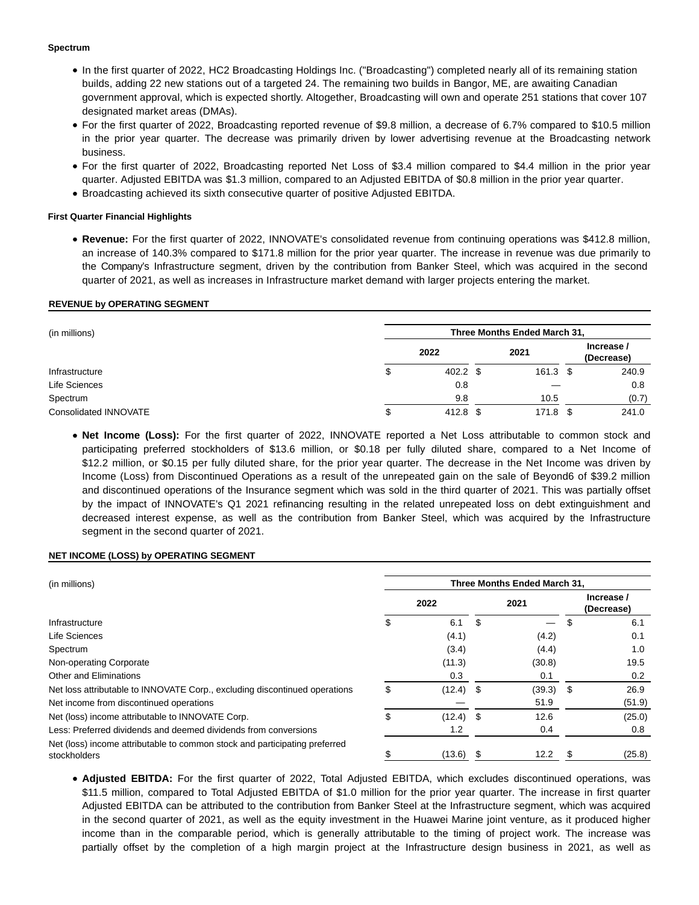**Spectrum**

- In the first quarter of 2022, HC2 Broadcasting Holdings Inc. ("Broadcasting") completed nearly all of its remaining station builds, adding 22 new stations out of a targeted 24. The remaining two builds in Bangor, ME, are awaiting Canadian government approval, which is expected shortly. Altogether, Broadcasting will own and operate 251 stations that cover 107 designated market areas (DMAs).
- For the first quarter of 2022, Broadcasting reported revenue of $9.8 million, a decrease of 6.7% compared to $10.5 million in the prior year quarter. The decrease was primarily driven by lower advertising revenue at the Broadcasting network business.
- For the first quarter of 2022, Broadcasting reported Net Loss of $3.4 million compared to $4.4 million in the prior year quarter. Adjusted EBITDA was $1.3 million, compared to an Adjusted EBITDA of $0.8 million in the prior year quarter.
- Broadcasting achieved its sixth consecutive quarter of positive Adjusted EBITDA.

**First Quarter Financial Highlights**

- **Revenue:** For the first quarter of 2022, INNOVATE's consolidated revenue from continuing operations was $412.8 million, an increase of 140.3% compared to $171.8 million for the prior year quarter. The increase in revenue was due primarily to the Company's Infrastructure segment, driven by the contribution from Banker Steel, which was acquired in the second quarter of 2021, as well as increases in Infrastructure market demand with larger projects entering the market.

**REVENUE by OPERATING SEGMENT**

| (in millions) | Three Months Ended March 31, | | |
|---|---|---|---|
| | 2022 | 2021 | Increase / (Decrease) |
| Infrastructure | $ 402.2 | $ 161.3 | $ 240.9 |
| Life Sciences | 0.8 | — | 0.8 |
| Spectrum | 9.8 | 10.5 | (0.7) |
| Consolidated INNOVATE | $ 412.8 | $ 171.8 | $ 241.0 |

- **Net Income (Loss):** For the first quarter of 2022, INNOVATE reported a Net Loss attributable to common stock and participating preferred stockholders of $13.6 million, or $0.18 per fully diluted share, compared to a Net Income of $12.2 million, or $0.15 per fully diluted share, for the prior year quarter. The decrease in the Net Income was driven by Income (Loss) from Discontinued Operations as a result of the unrepeated gain on the sale of Beyond6 of $39.2 million and discontinued operations of the Insurance segment which was sold in the third quarter of 2021. This was partially offset by the impact of INNOVATE's Q1 2021 refinancing resulting in the related unrepeated loss on debt extinguishment and decreased interest expense, as well as the contribution from Banker Steel, which was acquired by the Infrastructure segment in the second quarter of 2021.

**NET INCOME (LOSS) by OPERATING SEGMENT**

| (in millions) | Three Months Ended March 31, | | |
|---|---|---|---|
| | 2022 | 2021 | Increase / (Decrease) |
| Infrastructure | $ 6.1 | $ — | $ 6.1 |
| Life Sciences | (4.1) | (4.2) | 0.1 |
| Spectrum | (3.4) | (4.4) | 1.0 |
| Non-operating Corporate | (11.3) | (30.8) | 19.5 |
| Other and Eliminations | 0.3 | 0.1 | 0.2 |
| Net loss attributable to INNOVATE Corp., excluding discontinued operations | $ (12.4) | $ (39.3) | $ 26.9 |
| Net income from discontinued operations | — | 51.9 | (51.9) |
| Net (loss) income attributable to INNOVATE Corp. | $ (12.4) | $ 12.6 | (25.0) |
| Less: Preferred dividends and deemed dividends from conversions | 1.2 | 0.4 | 0.8 |
| Net (loss) income attributable to common stock and participating preferred stockholders | $ (13.6) | $ 12.2 | $ (25.8) |

- **Adjusted EBITDA:** For the first quarter of 2022, Total Adjusted EBITDA, which excludes discontinued operations, was $11.5 million, compared to Total Adjusted EBITDA of $1.0 million for the prior year quarter. The increase in first quarter Adjusted EBITDA can be attributed to the contribution from Banker Steel at the Infrastructure segment, which was acquired in the second quarter of 2021, as well as the equity investment in the Huawei Marine joint venture, as it produced higher income than in the comparable period, which is generally attributable to the timing of project work. The increase was partially offset by the completion of a high margin project at the Infrastructure design business in 2021, as well as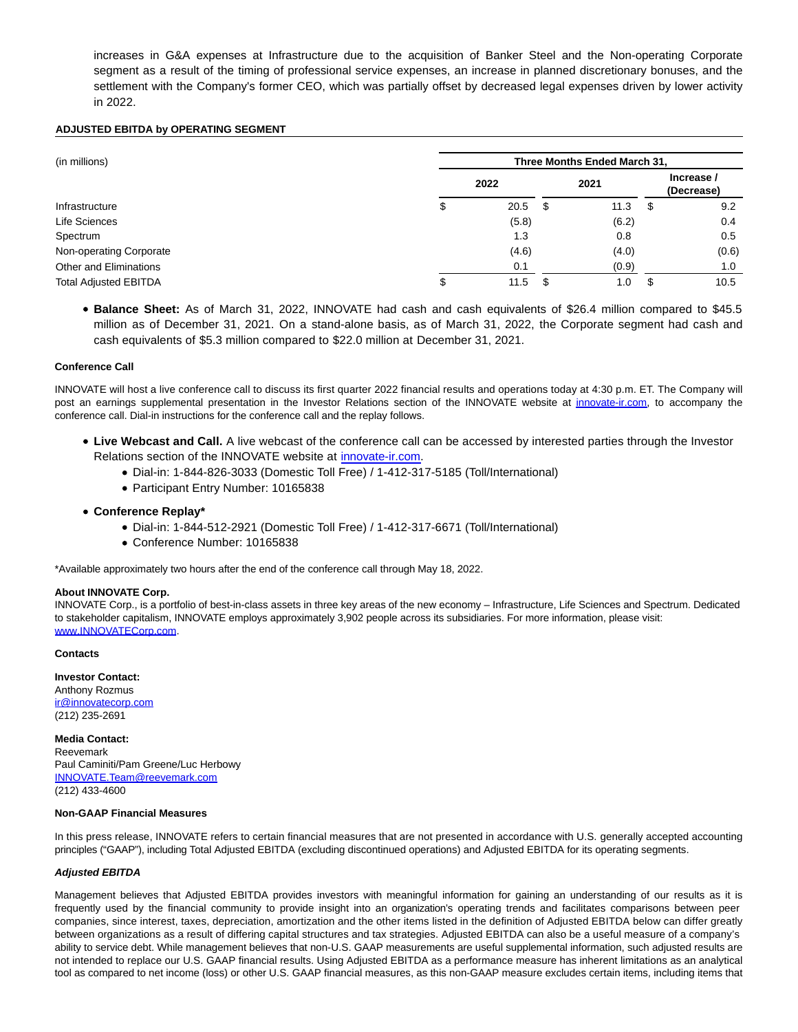increases in G&A expenses at Infrastructure due to the acquisition of Banker Steel and the Non-operating Corporate segment as a result of the timing of professional service expenses, an increase in planned discretionary bonuses, and the settlement with the Company's former CEO, which was partially offset by decreased legal expenses driven by lower activity in 2022.

**ADJUSTED EBITDA by OPERATING SEGMENT**

| (in millions) | Three Months Ended March 31, | | |
|---|---|---|---|
| | 2022 | 2021 | Increase / (Decrease) |
| Infrastructure | $ 20.5 | $ 11.3 | $ 9.2 |
| Life Sciences | (5.8) | (6.2) | 0.4 |
| Spectrum | 1.3 | 0.8 | 0.5 |
| Non-operating Corporate | (4.6) | (4.0) | (0.6) |
| Other and Eliminations | 0.1 | (0.9) | 1.0 |
| Total Adjusted EBITDA | $ 11.5 | $ 1.0 | $ 10.5 |

- **Balance Sheet:** As of March 31, 2022, INNOVATE had cash and cash equivalents of $26.4 million compared to $45.5 million as of December 31, 2021. On a stand-alone basis, as of March 31, 2022, the Corporate segment had cash and cash equivalents of $5.3 million compared to $22.0 million at December 31, 2021.

**Conference Call**

INNOVATE will host a live conference call to discuss its first quarter 2022 financial results and operations today at 4:30 p.m. ET. The Company will post an earnings supplemental presentation in the Investor Relations section of the INNOVATE website at innovate-ir.com, to accompany the conference call. Dial-in instructions for the conference call and the replay follows.

- **Live Webcast and Call.** A live webcast of the conference call can be accessed by interested parties through the Investor Relations section of the INNOVATE website at innovate-ir.com.
  - Dial-in: 1-844-826-3033 (Domestic Toll Free) / 1-412-317-5185 (Toll/International)
  - Participant Entry Number: 10165838
- **Conference Replay***
  - Dial-in: 1-844-512-2921 (Domestic Toll Free) / 1-412-317-6671 (Toll/International)
  - Conference Number: 10165838

*Available approximately two hours after the end of the conference call through May 18, 2022.

**About INNOVATE Corp.**
INNOVATE Corp., is a portfolio of best-in-class assets in three key areas of the new economy – Infrastructure, Life Sciences and Spectrum. Dedicated to stakeholder capitalism, INNOVATE employs approximately 3,902 people across its subsidiaries. For more information, please visit: www.INNOVATECorp.com.

**Contacts**

**Investor Contact:**
Anthony Rozmus
ir@innovatecorp.com
(212) 235-2691

**Media Contact:**
Reevemark
Paul Caminiti/Pam Greene/Luc Herbowy
INNOVATE.Team@reevemark.com
(212) 433-4600

**Non-GAAP Financial Measures**

In this press release, INNOVATE refers to certain financial measures that are not presented in accordance with U.S. generally accepted accounting principles ("GAAP"), including Total Adjusted EBITDA (excluding discontinued operations) and Adjusted EBITDA for its operating segments.

***Adjusted EBITDA***

Management believes that Adjusted EBITDA provides investors with meaningful information for gaining an understanding of our results as it is frequently used by the financial community to provide insight into an organization's operating trends and facilitates comparisons between peer companies, since interest, taxes, depreciation, amortization and the other items listed in the definition of Adjusted EBITDA below can differ greatly between organizations as a result of differing capital structures and tax strategies. Adjusted EBITDA can also be a useful measure of a company's ability to service debt. While management believes that non-U.S. GAAP measurements are useful supplemental information, such adjusted results are not intended to replace our U.S. GAAP financial results. Using Adjusted EBITDA as a performance measure has inherent limitations as an analytical tool as compared to net income (loss) or other U.S. GAAP financial measures, as this non-GAAP measure excludes certain items, including items that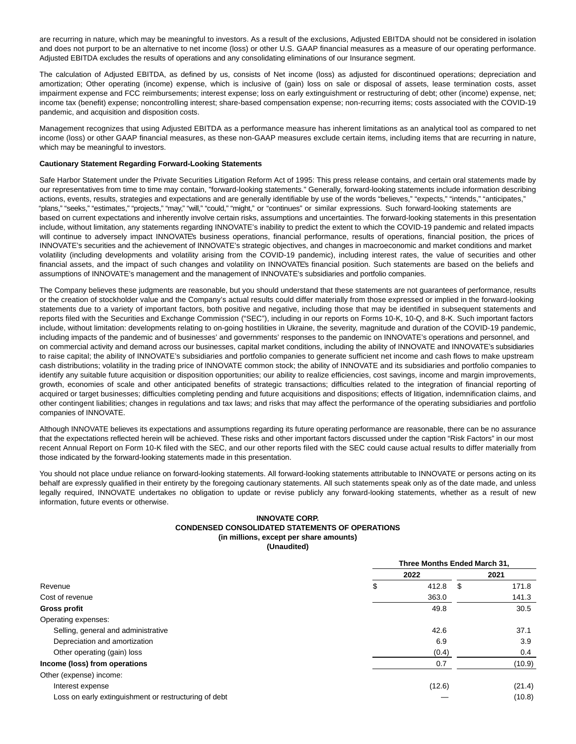are recurring in nature, which may be meaningful to investors. As a result of the exclusions, Adjusted EBITDA should not be considered in isolation and does not purport to be an alternative to net income (loss) or other U.S. GAAP financial measures as a measure of our operating performance. Adjusted EBITDA excludes the results of operations and any consolidating eliminations of our Insurance segment.

The calculation of Adjusted EBITDA, as defined by us, consists of Net income (loss) as adjusted for discontinued operations; depreciation and amortization; Other operating (income) expense, which is inclusive of (gain) loss on sale or disposal of assets, lease termination costs, asset impairment expense and FCC reimbursements; interest expense; loss on early extinguishment or restructuring of debt; other (income) expense, net; income tax (benefit) expense; noncontrolling interest; share-based compensation expense; non-recurring items; costs associated with the COVID-19 pandemic, and acquisition and disposition costs.

Management recognizes that using Adjusted EBITDA as a performance measure has inherent limitations as an analytical tool as compared to net income (loss) or other GAAP financial measures, as these non-GAAP measures exclude certain items, including items that are recurring in nature, which may be meaningful to investors.

**Cautionary Statement Regarding Forward-Looking Statements**

Safe Harbor Statement under the Private Securities Litigation Reform Act of 1995: This press release contains, and certain oral statements made by our representatives from time to time may contain, "forward-looking statements." Generally, forward-looking statements include information describing actions, events, results, strategies and expectations and are generally identifiable by use of the words "believes," "expects," "intends," "anticipates," "plans," "seeks," "estimates," "projects," "may," "will," "could," "might," or "continues" or similar expressions. Such forward-looking statements are based on current expectations and inherently involve certain risks, assumptions and uncertainties. The forward-looking statements in this presentation include, without limitation, any statements regarding INNOVATE's inability to predict the extent to which the COVID-19 pandemic and related impacts will continue to adversely impact INNOVATE's business operations, financial performance, results of operations, financial position, the prices of INNOVATE's securities and the achievement of INNOVATE's strategic objectives, and changes in macroeconomic and market conditions and market volatility (including developments and volatility arising from the COVID-19 pandemic), including interest rates, the value of securities and other financial assets, and the impact of such changes and volatility on INNOVATE's financial position. Such statements are based on the beliefs and assumptions of INNOVATE's management and the management of INNOVATE's subsidiaries and portfolio companies.

The Company believes these judgments are reasonable, but you should understand that these statements are not guarantees of performance, results or the creation of stockholder value and the Company's actual results could differ materially from those expressed or implied in the forward-looking statements due to a variety of important factors, both positive and negative, including those that may be identified in subsequent statements and reports filed with the Securities and Exchange Commission ("SEC"), including in our reports on Forms 10-K, 10-Q, and 8-K. Such important factors include, without limitation: developments relating to on-going hostilities in Ukraine, the severity, magnitude and duration of the COVID-19 pandemic, including impacts of the pandemic and of businesses' and governments' responses to the pandemic on INNOVATE's operations and personnel, and on commercial activity and demand across our businesses, capital market conditions, including the ability of INNOVATE and INNOVATE's subsidiaries to raise capital; the ability of INNOVATE's subsidiaries and portfolio companies to generate sufficient net income and cash flows to make upstream cash distributions; volatility in the trading price of INNOVATE common stock; the ability of INNOVATE and its subsidiaries and portfolio companies to identify any suitable future acquisition or disposition opportunities; our ability to realize efficiencies, cost savings, income and margin improvements, growth, economies of scale and other anticipated benefits of strategic transactions; difficulties related to the integration of financial reporting of acquired or target businesses; difficulties completing pending and future acquisitions and dispositions; effects of litigation, indemnification claims, and other contingent liabilities; changes in regulations and tax laws; and risks that may affect the performance of the operating subsidiaries and portfolio companies of INNOVATE.

Although INNOVATE believes its expectations and assumptions regarding its future operating performance are reasonable, there can be no assurance that the expectations reflected herein will be achieved. These risks and other important factors discussed under the caption "Risk Factors" in our most recent Annual Report on Form 10-K filed with the SEC, and our other reports filed with the SEC could cause actual results to differ materially from those indicated by the forward-looking statements made in this presentation.

You should not place undue reliance on forward-looking statements. All forward-looking statements attributable to INNOVATE or persons acting on its behalf are expressly qualified in their entirety by the foregoing cautionary statements. All such statements speak only as of the date made, and unless legally required, INNOVATE undertakes no obligation to update or revise publicly any forward-looking statements, whether as a result of new information, future events or otherwise.

**INNOVATE CORP.**
**CONDENSED CONSOLIDATED STATEMENTS OF OPERATIONS**
**(in millions, except per share amounts)**
**(Unaudited)**

| | Three Months Ended March 31, | |
|---|---|---|
| | 2022 | 2021 |
| Revenue | $ 412.8 | $ 171.8 |
| Cost of revenue | 363.0 | 141.3 |
| **Gross profit** | 49.8 | 30.5 |
| Operating expenses: | | |
| Selling, general and administrative | 42.6 | 37.1 |
| Depreciation and amortization | 6.9 | 3.9 |
| Other operating (gain) loss | (0.4) | 0.4 |
| **Income (loss) from operations** | 0.7 | (10.9) |
| Other (expense) income: | | |
| Interest expense | (12.6) | (21.4) |
| Loss on early extinguishment or restructuring of debt | — | (10.8) |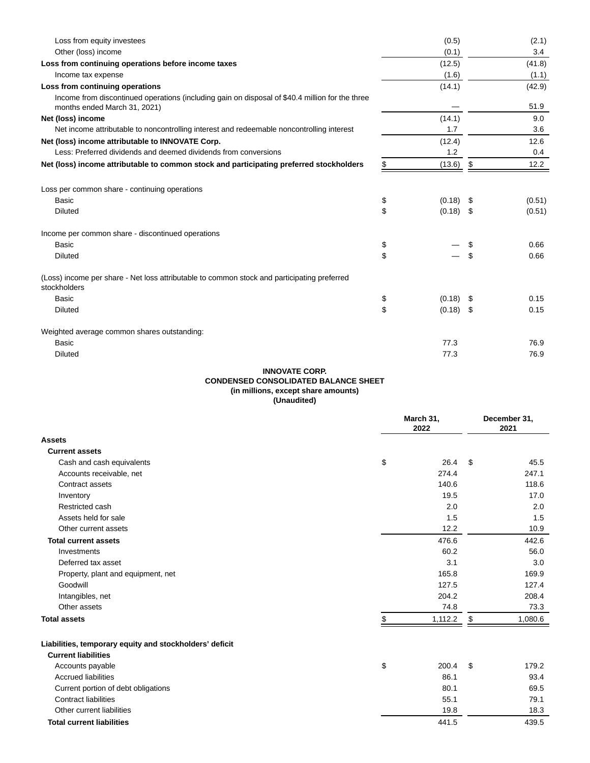| | | |
|---|---|---|
| Loss from equity investees | (0.5) | (2.1) |
| Other (loss) income | (0.1) | 3.4 |
| **Loss from continuing operations before income taxes** | (12.5) | (41.8) |
| Income tax expense | (1.6) | (1.1) |
| **Loss from continuing operations** | (14.1) | (42.9) |
| Income from discontinued operations (including gain on disposal of $40.4 million for the three months ended March 31, 2021) | — | 51.9 |
| **Net (loss) income** | (14.1) | 9.0 |
| Net income attributable to noncontrolling interest and redeemable noncontrolling interest | 1.7 | 3.6 |
| **Net (loss) income attributable to INNOVATE Corp.** | (12.4) | 12.6 |
| Less: Preferred dividends and deemed dividends from conversions | 1.2 | 0.4 |
| **Net (loss) income attributable to common stock and participating preferred stockholders** | $ (13.6) | $ 12.2 |
| | | |
| Loss per common share - continuing operations | | |
| Basic | $ (0.18) | $ (0.51) |
| Diluted | $ (0.18) | $ (0.51) |
| | | |
| Income per common share - discontinued operations | | |
| Basic | $ — | $ 0.66 |
| Diluted | $ — | $ 0.66 |
| | | |
| (Loss) income per share - Net loss attributable to common stock and participating preferred stockholders | | |
| Basic | $ (0.18) | $ 0.15 |
| Diluted | $ (0.18) | $ 0.15 |
| | | |
| Weighted average common shares outstanding: | | |
| Basic | 77.3 | 76.9 |
| Diluted | 77.3 | 76.9 |

**INNOVATE CORP.**
**CONDENSED CONSOLIDATED BALANCE SHEET**
**(in millions, except share amounts)**
**(Unaudited)**

| | March 31, 2022 | December 31, 2021 |
|---|---|---|
| **Assets** | | |
| **Current assets** | | |
| Cash and cash equivalents | $ 26.4 | $ 45.5 |
| Accounts receivable, net | 274.4 | 247.1 |
| Contract assets | 140.6 | 118.6 |
| Inventory | 19.5 | 17.0 |
| Restricted cash | 2.0 | 2.0 |
| Assets held for sale | 1.5 | 1.5 |
| Other current assets | 12.2 | 10.9 |
| **Total current assets** | 476.6 | 442.6 |
| Investments | 60.2 | 56.0 |
| Deferred tax asset | 3.1 | 3.0 |
| Property, plant and equipment, net | 165.8 | 169.9 |
| Goodwill | 127.5 | 127.4 |
| Intangibles, net | 204.2 | 208.4 |
| Other assets | 74.8 | 73.3 |
| **Total assets** | $ 1,112.2 | $ 1,080.6 |
| | | |
| **Liabilities, temporary equity and stockholders' deficit** | | |
| **Current liabilities** | | |
| Accounts payable | $ 200.4 | $ 179.2 |
| Accrued liabilities | 86.1 | 93.4 |
| Current portion of debt obligations | 80.1 | 69.5 |
| Contract liabilities | 55.1 | 79.1 |
| Other current liabilities | 19.8 | 18.3 |
| **Total current liabilities** | 441.5 | 439.5 |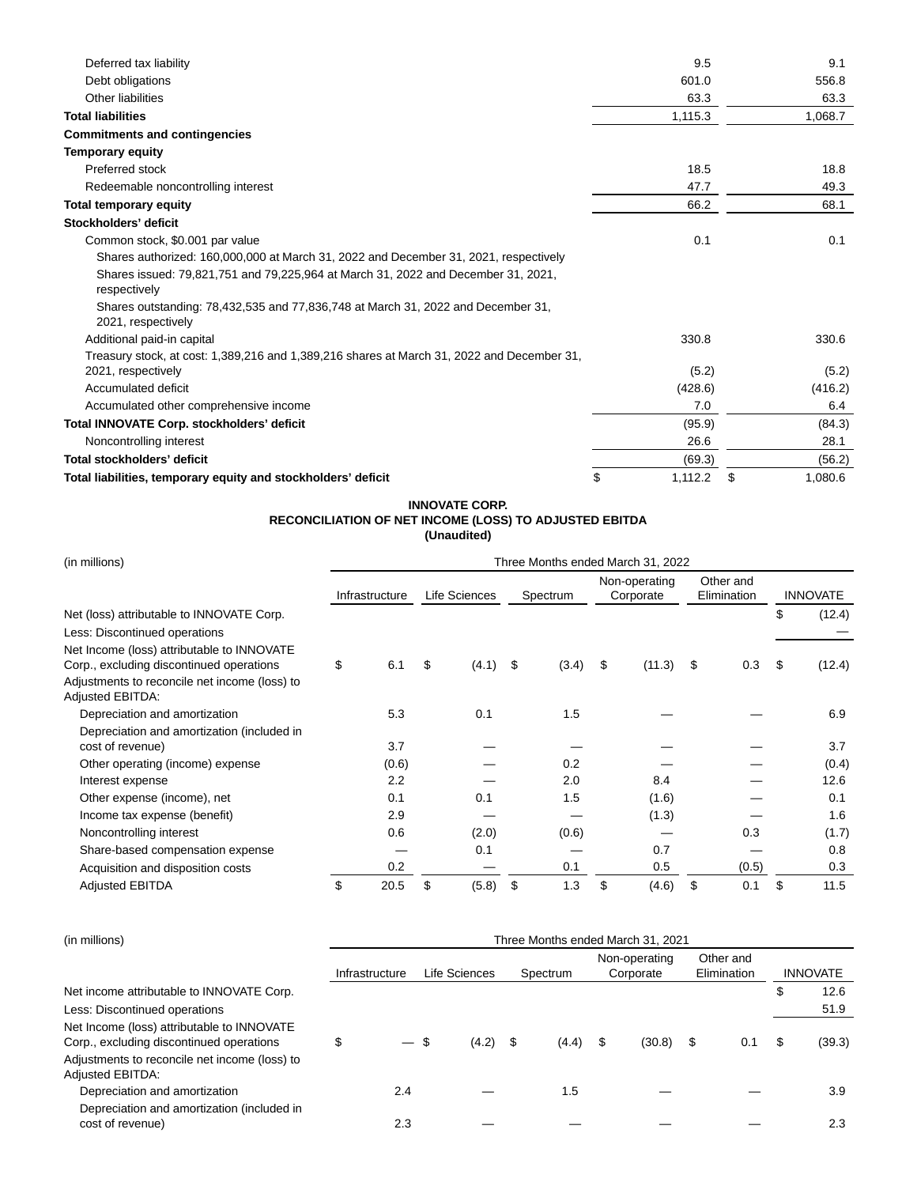| | March 31, 2022 | December 31, 2021 |
|---|---|---|
| Deferred tax liability | 9.5 | 9.1 |
| Debt obligations | 601.0 | 556.8 |
| Other liabilities | 63.3 | 63.3 |
| **Total liabilities** | 1,115.3 | 1,068.7 |
| **Commitments and contingencies** | | |
| **Temporary equity** | | |
| Preferred stock | 18.5 | 18.8 |
| Redeemable noncontrolling interest | 47.7 | 49.3 |
| **Total temporary equity** | 66.2 | 68.1 |
| **Stockholders' deficit** | | |
| Common stock, $0.001 par value | 0.1 | 0.1 |
| Shares authorized: 160,000,000 at March 31, 2022 and December 31, 2021, respectively | | |
| Shares issued: 79,821,751 and 79,225,964 at March 31, 2022 and December 31, 2021, respectively | | |
| Shares outstanding: 78,432,535 and 77,836,748 at March 31, 2022 and December 31, 2021, respectively | | |
| Additional paid-in capital | 330.8 | 330.6 |
| Treasury stock, at cost: 1,389,216 and 1,389,216 shares at March 31, 2022 and December 31, 2021, respectively | (5.2) | (5.2) |
| Accumulated deficit | (428.6) | (416.2) |
| Accumulated other comprehensive income | 7.0 | 6.4 |
| **Total INNOVATE Corp. stockholders' deficit** | (95.9) | (84.3) |
| Noncontrolling interest | 26.6 | 28.1 |
| **Total stockholders' deficit** | (69.3) | (56.2) |
| **Total liabilities, temporary equity and stockholders' deficit** | $ 1,112.2 | $ 1,080.6 |

**INNOVATE CORP.**
**RECONCILIATION OF NET INCOME (LOSS) TO ADJUSTED EBITDA**
**(Unaudited)**

| (in millions) | Three Months ended March 31, 2022 | | | | | |
|---|---|---|---|---|---|---|
| | Infrastructure | Life Sciences | Spectrum | Non-operating Corporate | Other and Elimination | INNOVATE |
| Net (loss) attributable to INNOVATE Corp. | | | | | | $ (12.4) |
| Less: Discontinued operations | | | | | | — |
| Net Income (loss) attributable to INNOVATE Corp., excluding discontinued operations | $ 6.1 | $ (4.1) | $ (3.4) | $ (11.3) | $ 0.3 | $ (12.4) |
| Adjustments to reconcile net income (loss) to Adjusted EBITDA: | | | | | | |
| Depreciation and amortization | 5.3 | 0.1 | 1.5 | — | — | 6.9 |
| Depreciation and amortization (included in cost of revenue) | 3.7 | — | — | — | — | 3.7 |
| Other operating (income) expense | (0.6) | — | 0.2 | — | — | (0.4) |
| Interest expense | 2.2 | — | 2.0 | 8.4 | — | 12.6 |
| Other expense (income), net | 0.1 | 0.1 | 1.5 | (1.6) | — | 0.1 |
| Income tax expense (benefit) | 2.9 | — | — | (1.3) | — | 1.6 |
| Noncontrolling interest | 0.6 | (2.0) | (0.6) | — | 0.3 | (1.7) |
| Share-based compensation expense | — | 0.1 | — | 0.7 | — | 0.8 |
| Acquisition and disposition costs | 0.2 | — | 0.1 | 0.5 | (0.5) | 0.3 |
| Adjusted EBITDA | $ 20.5 | $ (5.8) | $ 1.3 | $ (4.6) | $ 0.1 | $ 11.5 |

| (in millions) | Three Months ended March 31, 2021 | | | | | |
|---|---|---|---|---|---|---|
| | Infrastructure | Life Sciences | Spectrum | Non-operating Corporate | Other and Elimination | INNOVATE |
| Net income attributable to INNOVATE Corp. | | | | | | $ 12.6 |
| Less: Discontinued operations | | | | | | 51.9 |
| Net Income (loss) attributable to INNOVATE Corp., excluding discontinued operations | $ — | $ (4.2) | $ (4.4) | $ (30.8) | $ 0.1 | $ (39.3) |
| Adjustments to reconcile net income (loss) to Adjusted EBITDA: | | | | | | |
| Depreciation and amortization | 2.4 | — | 1.5 | — | — | 3.9 |
| Depreciation and amortization (included in cost of revenue) | 2.3 | — | — | — | — | 2.3 |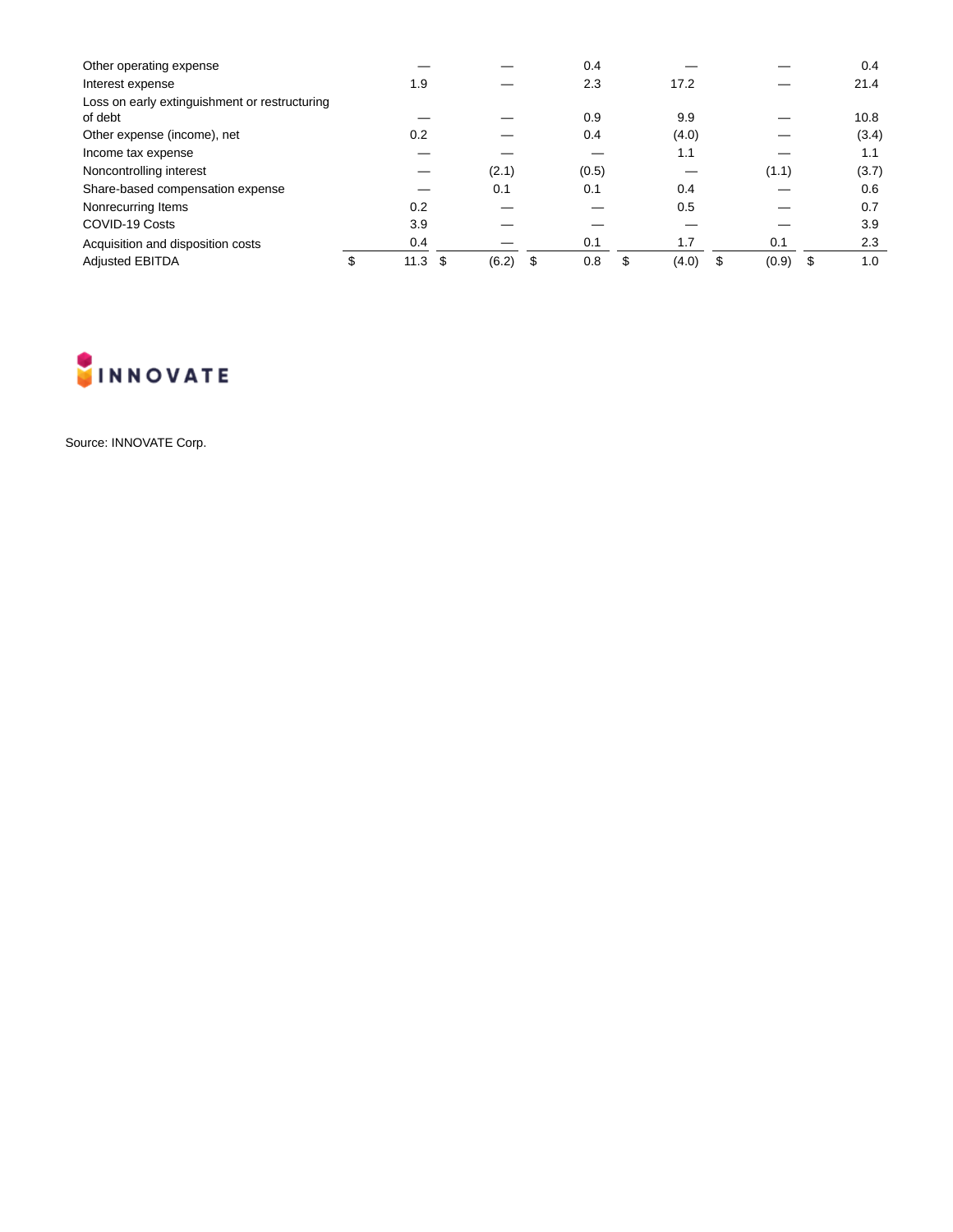| | | | | | | |
|---|---|---|---|---|---|---|
| Other operating expense | — | — | 0.4 | — | — | 0.4 |
| Interest expense | 1.9 | — | 2.3 | 17.2 | — | 21.4 |
| Loss on early extinguishment or restructuring of debt | — | — | 0.9 | 9.9 | — | 10.8 |
| Other expense (income), net | 0.2 | — | 0.4 | (4.0) | — | (3.4) |
| Income tax expense | — | — | — | 1.1 | — | 1.1 |
| Noncontrolling interest | — | (2.1) | (0.5) | — | (1.1) | (3.7) |
| Share-based compensation expense | — | 0.1 | 0.1 | 0.4 | — | 0.6 |
| Nonrecurring Items | 0.2 | — | — | 0.5 | — | 0.7 |
| COVID-19 Costs | 3.9 | — | — | — | — | 3.9 |
| Acquisition and disposition costs | 0.4 | — | 0.1 | 1.7 | 0.1 | 2.3 |
| Adjusted EBITDA | $ 11.3 | $ (6.2) | $ 0.8 | $ (4.0) | $ (0.9) | $ 1.0 |

INNOVATE

Source: INNOVATE Corp.